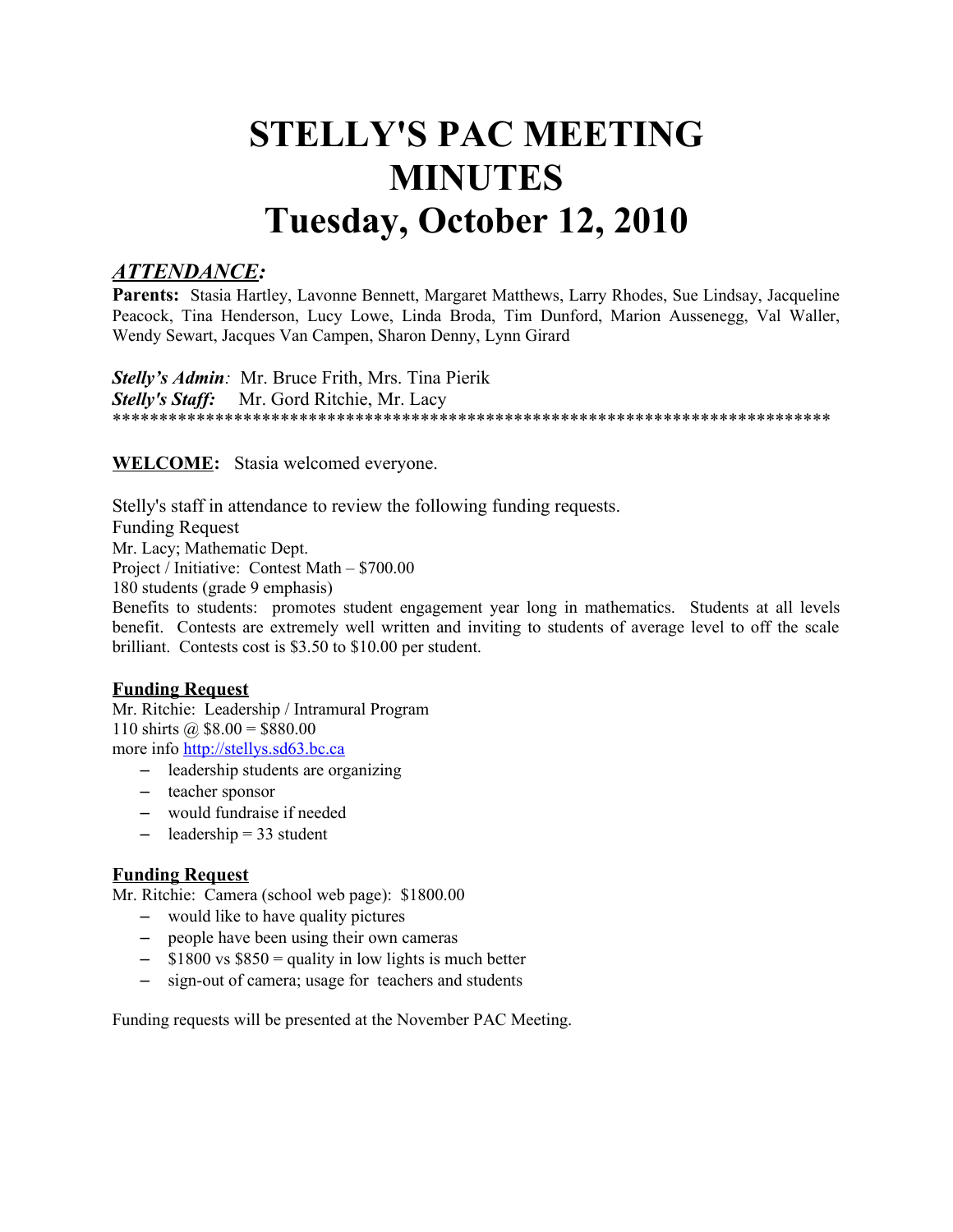# STELLY'S PAC MEETING MINUTES
# Tuesday, October 12, 2010

## *ATTENDANCE:*

**Parents:** Stasia Hartley, Lavonne Bennett, Margaret Matthews, Larry Rhodes, Sue Lindsay, Jacqueline Peacock, Tina Henderson, Lucy Lowe, Linda Broda, Tim Dunford, Marion Aussenegg, Val Waller, Wendy Sewart, Jacques Van Campen, Sharon Denny, Lynn Girard

***Stelly's Admin**:* Mr. Bruce Frith, Mrs. Tina Pierik
***Stelly's Staff:*** Mr. Gord Ritchie, Mr. Lacy
*******************************************************************************

**WELCOME:** Stasia welcomed everyone.

Stelly's staff in attendance to review the following funding requests.
Funding Request
Mr. Lacy; Mathematic Dept.
Project / Initiative: Contest Math – $700.00
180 students (grade 9 emphasis)
Benefits to students: promotes student engagement year long in mathematics. Students at all levels benefit. Contests are extremely well written and inviting to students of average level to off the scale brilliant. Contests cost is $3.50 to $10.00 per student.

**Funding Request**
Mr. Ritchie: Leadership / Intramural Program
110 shirts @ $8.00 = $880.00
more info http://stellys.sd63.bc.ca

- leadership students are organizing
- teacher sponsor
- would fundraise if needed
- leadership = 33 student

**Funding Request**
Mr. Ritchie: Camera (school web page): $1800.00

- would like to have quality pictures
- people have been using their own cameras
- $1800 vs $850 = quality in low lights is much better
- sign-out of camera; usage for teachers and students

Funding requests will be presented at the November PAC Meeting.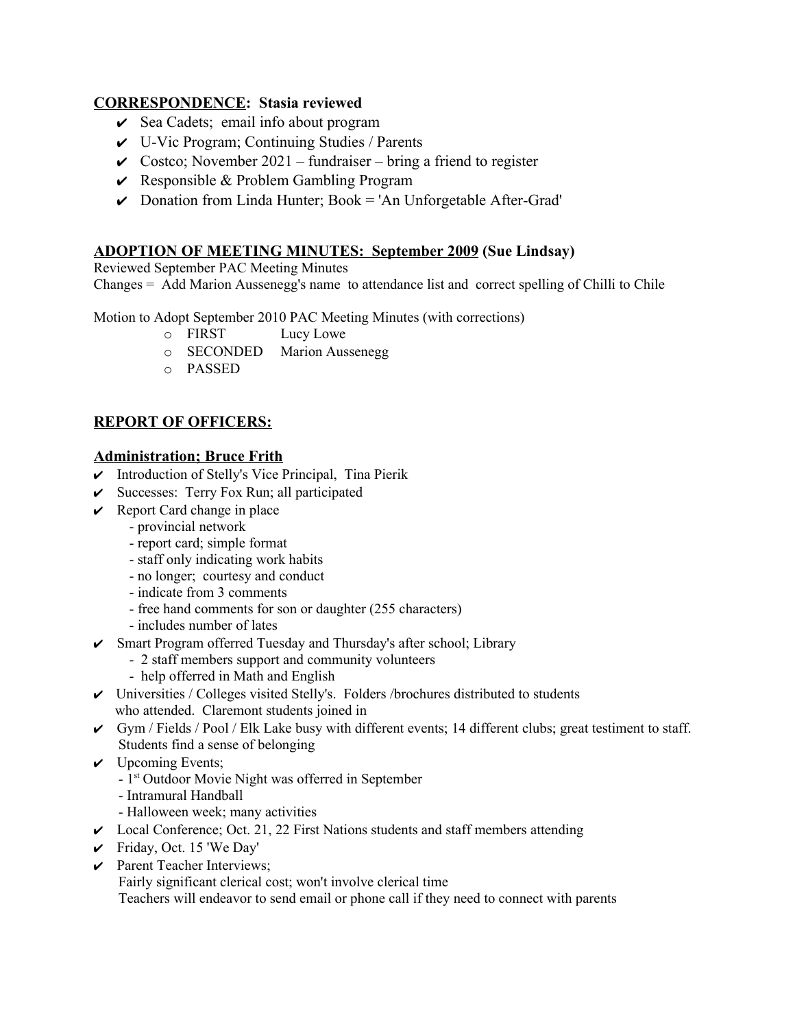**CORRESPONDENCE: Stasia reviewed**

- ✔ Sea Cadets; email info about program
- ✔ U-Vic Program; Continuing Studies / Parents
- ✔ Costco; November 2021 – fundraiser – bring a friend to register
- ✔ Responsible & Problem Gambling Program
- ✔ Donation from Linda Hunter; Book = 'An Unforgetable After-Grad'

**ADOPTION OF MEETING MINUTES: September 2009 (Sue Lindsay)**

Reviewed September PAC Meeting Minutes
Changes = Add Marion Aussenegg's name to attendance list and correct spelling of Chilli to Chile

Motion to Adopt September 2010 PAC Meeting Minutes (with corrections)

- FIRST Lucy Lowe
- SECONDED Marion Aussenegg
- PASSED

**REPORT OF OFFICERS:**

**Administration; Bruce Frith**

- ✔ Introduction of Stelly's Vice Principal, Tina Pierik
- ✔ Successes: Terry Fox Run; all participated
- ✔ Report Card change in place
  - provincial network
  - report card; simple format
  - staff only indicating work habits
  - no longer; courtesy and conduct
  - indicate from 3 comments
  - free hand comments for son or daughter (255 characters)
  - includes number of lates
- ✔ Smart Program offerred Tuesday and Thursday's after school; Library
  - 2 staff members support and community volunteers
  - help offerred in Math and English
- ✔ Universities / Colleges visited Stelly's. Folders /brochures distributed to students who attended. Claremont students joined in
- ✔ Gym / Fields / Pool / Elk Lake busy with different events; 14 different clubs; great testiment to staff. Students find a sense of belonging
- ✔ Upcoming Events;
  - 1st Outdoor Movie Night was offerred in September
  - Intramural Handball
  - Halloween week; many activities
- ✔ Local Conference; Oct. 21, 22 First Nations students and staff members attending
- ✔ Friday, Oct. 15 'We Day'
- ✔ Parent Teacher Interviews;
  Fairly significant clerical cost; won't involve clerical time
  Teachers will endeavor to send email or phone call if they need to connect with parents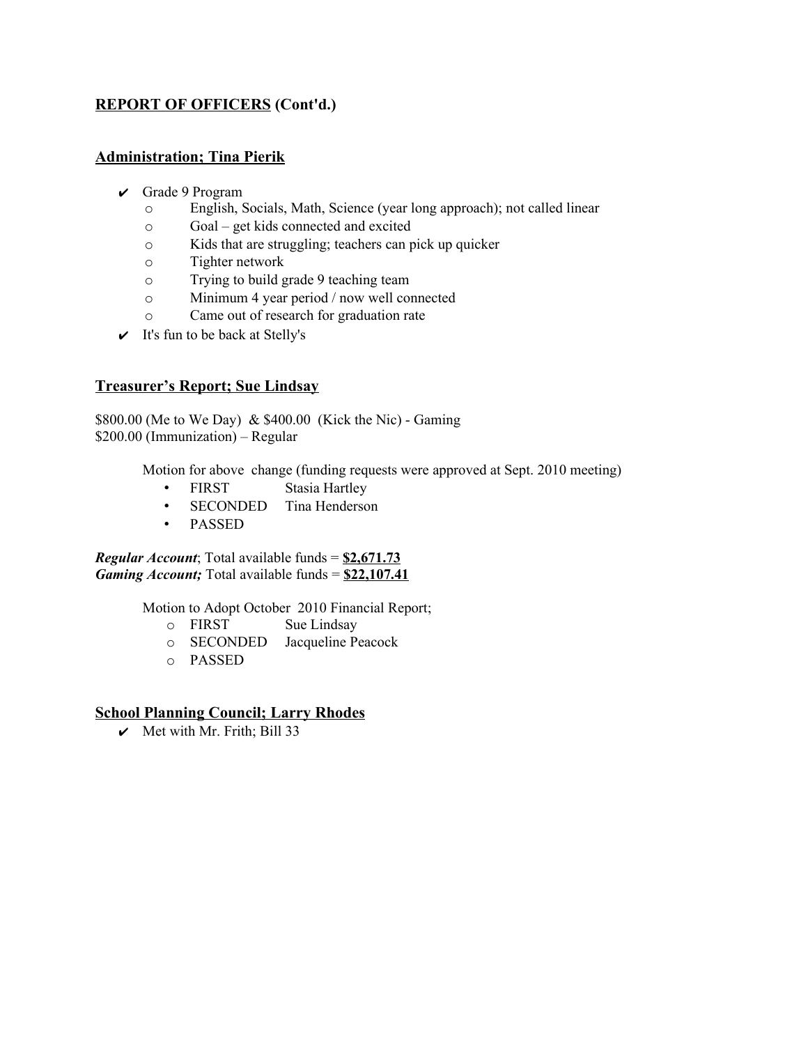## **REPORT OF OFFICERS** (Cont'd.)

### **Administration; Tina Pierik**

- ✔ Grade 9 Program
  - o English, Socials, Math, Science (year long approach); not called linear
  - o Goal – get kids connected and excited
  - o Kids that are struggling; teachers can pick up quicker
  - o Tighter network
  - o Trying to build grade 9 teaching team
  - o Minimum 4 year period / now well connected
  - o Came out of research for graduation rate
- ✔ It's fun to be back at Stelly's

### **Treasurer's Report; Sue Lindsay**

$800.00 (Me to We Day) & $400.00 (Kick the Nic) - Gaming
$200.00 (Immunization) – Regular

Motion for above change (funding requests were approved at Sept. 2010 meeting)

- FIRST Stasia Hartley
- SECONDED Tina Henderson
- PASSED

***Regular Account***; Total available funds = **$2,671.73**
***Gaming Account;*** Total available funds = **$22,107.41**

Motion to Adopt October 2010 Financial Report;

- o FIRST Sue Lindsay
- o SECONDED Jacqueline Peacock
- o PASSED

### **School Planning Council; Larry Rhodes**

- ✔ Met with Mr. Frith; Bill 33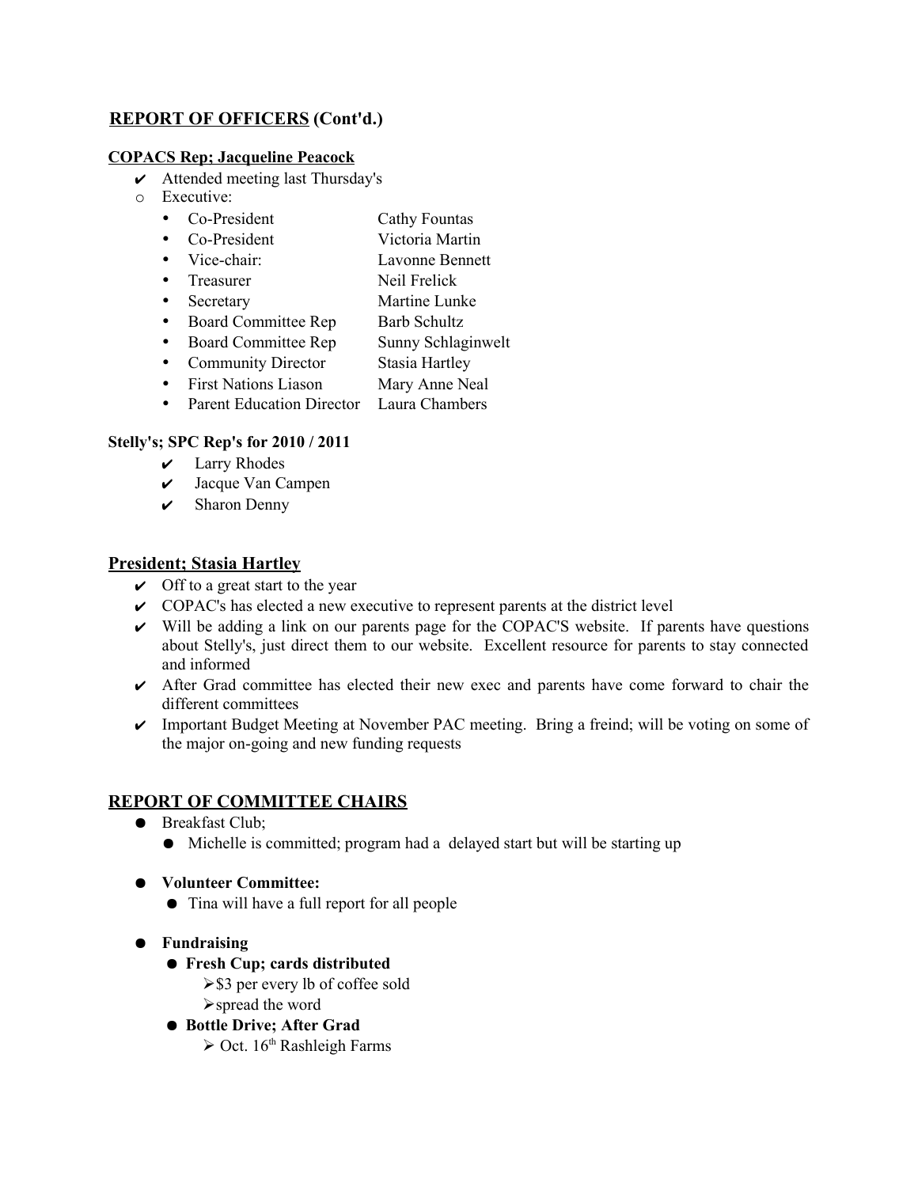## REPORT OF OFFICERS (Cont'd.)

**COPACS Rep; Jacqueline Peacock**

- ✔ Attended meeting last Thursday's
  - Executive:

| | |
|---|---|
| Co-President | Cathy Fountas |
| Co-President | Victoria Martin |
| Vice-chair: | Lavonne Bennett |
| Treasurer | Neil Frelick |
| Secretary | Martine Lunke |
| Board Committee Rep | Barb Schultz |
| Board Committee Rep | Sunny Schlaginwelt |
| Community Director | Stasia Hartley |
| First Nations Liason | Mary Anne Neal |
| Parent Education Director | Laura Chambers |

**Stelly's; SPC Rep's for 2010 / 2011**

- ✔ Larry Rhodes
- ✔ Jacque Van Campen
- ✔ Sharon Denny

### President; Stasia Hartley

- ✔ Off to a great start to the year
- ✔ COPAC's has elected a new executive to represent parents at the district level
- ✔ Will be adding a link on our parents page for the COPAC'S website. If parents have questions about Stelly's, just direct them to our website. Excellent resource for parents to stay connected and informed
- ✔ After Grad committee has elected their new exec and parents have come forward to chair the different committees
- ✔ Important Budget Meeting at November PAC meeting. Bring a freind; will be voting on some of the major on-going and new funding requests

## REPORT OF COMMITTEE CHAIRS

- Breakfast Club;
  - Michelle is committed; program had a delayed start but will be starting up
- **Volunteer Committee:**
  - Tina will have a full report for all people
- **Fundraising**
  - **Fresh Cup; cards distributed**
    - $3 per every lb of coffee sold
    - spread the word
  - **Bottle Drive; After Grad**
    - Oct. 16th Rashleigh Farms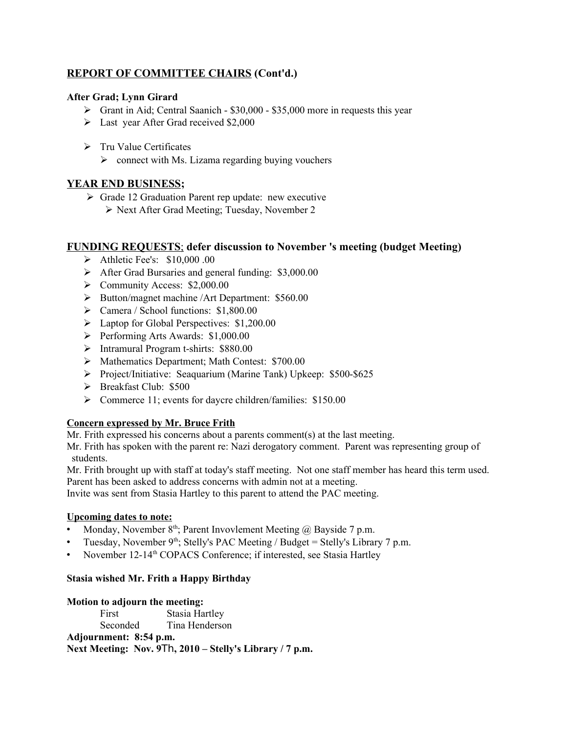## REPORT OF COMMITTEE CHAIRS (Cont'd.)

**After Grad; Lynn Girard**

- Grant in Aid; Central Saanich - $30,000 - $35,000 more in requests this year
- Last year After Grad received $2,000

- Tru Value Certificates
  - connect with Ms. Lizama regarding buying vouchers

## YEAR END BUSINESS;

- Grade 12 Graduation Parent rep update: new executive
  - Next After Grad Meeting; Tuesday, November 2

## FUNDING REQUESTS; defer discussion to November 's meeting (budget Meeting)

- Athletic Fee's: $10,000 .00
- After Grad Bursaries and general funding: $3,000.00
- Community Access: $2,000.00
- Button/magnet machine /Art Department: $560.00
- Camera / School functions: $1,800.00
- Laptop for Global Perspectives: $1,200.00
- Performing Arts Awards: $1,000.00
- Intramural Program t-shirts: $880.00
- Mathematics Department; Math Contest: $700.00
- Project/Initiative: Seaquarium (Marine Tank) Upkeep: $500-$625
- Breakfast Club: $500
- Commerce 11; events for daycre children/families: $150.00

**Concern expressed by Mr. Bruce Frith**

Mr. Frith expressed his concerns about a parents comment(s) at the last meeting.
Mr. Frith has spoken with the parent re: Nazi derogatory comment. Parent was representing group of students.
Mr. Frith brought up with staff at today's staff meeting. Not one staff member has heard this term used.
Parent has been asked to address concerns with admin not at a meeting.
Invite was sent from Stasia Hartley to this parent to attend the PAC meeting.

**Upcoming dates to note:**

- Monday, November 8th; Parent Invovlement Meeting @ Bayside 7 p.m.
- Tuesday, November 9th; Stelly's PAC Meeting / Budget = Stelly's Library 7 p.m.
- November 12-14th COPACS Conference; if interested, see Stasia Hartley

**Stasia wished Mr. Frith a Happy Birthday**

**Motion to adjourn the meeting:**

First Stasia Hartley
Seconded Tina Henderson

**Adjournment: 8:54 p.m.**
**Next Meeting: Nov. 9Th, 2010 – Stelly's Library / 7 p.m.**